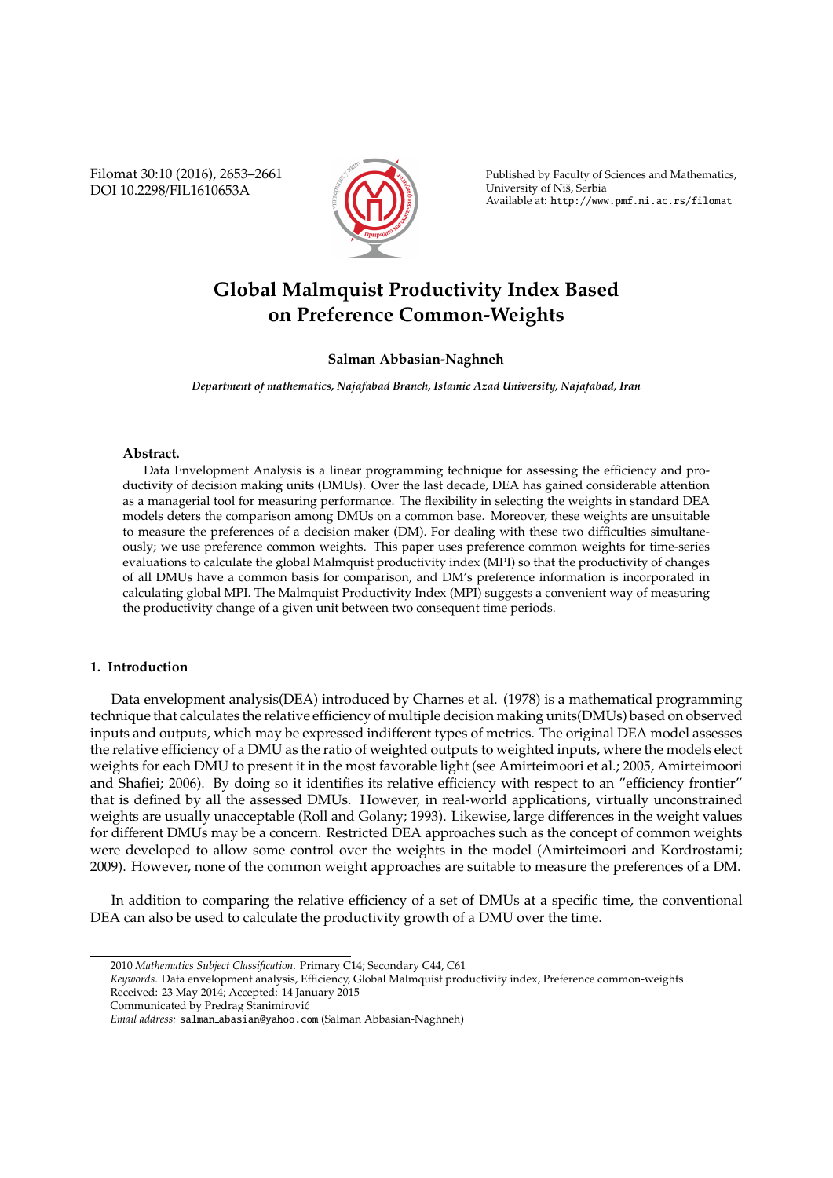# Global Malmquist Productivity Index Based on Preference Common-Weights

**Salman Abbasian-Naghneh**

*Department of mathematics, Najafabad Branch, Islamic Azad University, Najafabad, Iran*

**Abstract.** Data Envelopment Analysis is a linear programming technique for assessing the efficiency and productivity of decision making units (DMUs). Over the last decade, DEA has gained considerable attention as a managerial tool for measuring performance. The flexibility in selecting the weights in standard DEA models deters the comparison among DMUs on a common base. Moreover, these weights are unsuitable to measure the preferences of a decision maker (DM). For dealing with these two difficulties simultaneously; we use preference common weights. This paper uses preference common weights for time-series evaluations to calculate the global Malmquist productivity index (MPI) so that the productivity of changes of all DMUs have a common basis for comparison, and DM's preference information is incorporated in calculating global MPI. The Malmquist Productivity Index (MPI) suggests a convenient way of measuring the productivity change of a given unit between two consequent time periods.

## 1. Introduction

Data envelopment analysis(DEA) introduced by Charnes et al. (1978) is a mathematical programming technique that calculates the relative efficiency of multiple decision making units(DMUs) based on observed inputs and outputs, which may be expressed indifferent types of metrics. The original DEA model assesses the relative efficiency of a DMU as the ratio of weighted outputs to weighted inputs, where the models elect weights for each DMU to present it in the most favorable light (see Amirteimoori et al.; 2005, Amirteimoori and Shafiei; 2006). By doing so it identifies its relative efficiency with respect to an "efficiency frontier" that is defined by all the assessed DMUs. However, in real-world applications, virtually unconstrained weights are usually unacceptable (Roll and Golany; 1993). Likewise, large differences in the weight values for different DMUs may be a concern. Restricted DEA approaches such as the concept of common weights were developed to allow some control over the weights in the model (Amirteimoori and Kordrostami; 2009). However, none of the common weight approaches are suitable to measure the preferences of a DM.

In addition to comparing the relative efficiency of a set of DMUs at a specific time, the conventional DEA can also be used to calculate the productivity growth of a DMU over the time.

---

2010 *Mathematics Subject Classification*. Primary C14; Secondary C44, C61

*Keywords*. Data envelopment analysis, Efficiency, Global Malmquist productivity index, Preference common-weights

Received: 23 May 2014; Accepted: 14 January 2015

Communicated by Predrag Stanimirović

*Email address:* salman_abasian@yahoo.com (Salman Abbasian-Naghneh)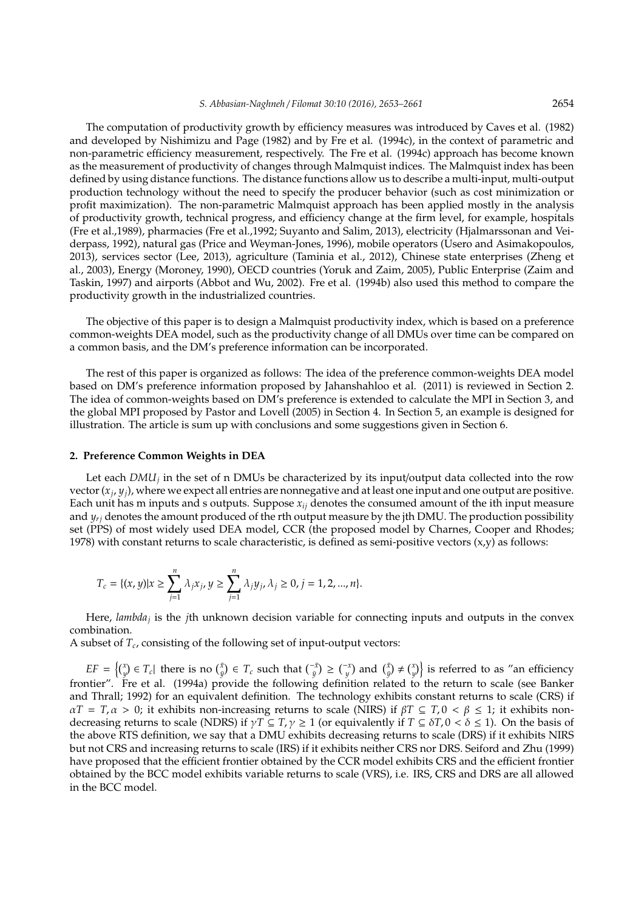The computation of productivity growth by efficiency measures was introduced by Caves et al. (1982) and developed by Nishimizu and Page (1982) and by Fre et al. (1994c), in the context of parametric and non-parametric efficiency measurement, respectively. The Fre et al. (1994c) approach has become known as the measurement of productivity of changes through Malmquist indices. The Malmquist index has been defined by using distance functions. The distance functions allow us to describe a multi-input, multi-output production technology without the need to specify the producer behavior (such as cost minimization or profit maximization). The non-parametric Malmquist approach has been applied mostly in the analysis of productivity growth, technical progress, and efficiency change at the firm level, for example, hospitals (Fre et al.,1989), pharmacies (Fre et al.,1992; Suyanto and Salim, 2013), electricity (Hjalmarssonan and Veiderpass, 1992), natural gas (Price and Weyman-Jones, 1996), mobile operators (Usero and Asimakopoulos, 2013), services sector (Lee, 2013), agriculture (Taminia et al., 2012), Chinese state enterprises (Zheng et al., 2003), Energy (Moroney, 1990), OECD countries (Yoruk and Zaim, 2005), Public Enterprise (Zaim and Taskin, 1997) and airports (Abbot and Wu, 2002). Fre et al. (1994b) also used this method to compare the productivity growth in the industrialized countries.

The objective of this paper is to design a Malmquist productivity index, which is based on a preference common-weights DEA model, such as the productivity change of all DMUs over time can be compared on a common basis, and the DM's preference information can be incorporated.

The rest of this paper is organized as follows: The idea of the preference common-weights DEA model based on DM's preference information proposed by Jahanshahloo et al. (2011) is reviewed in Section 2. The idea of common-weights based on DM's preference is extended to calculate the MPI in Section 3, and the global MPI proposed by Pastor and Lovell (2005) in Section 4. In Section 5, an example is designed for illustration. The article is sum up with conclusions and some suggestions given in Section 6.

## 2. Preference Common Weights in DEA

Let each $DMU_j$ in the set of n DMUs be characterized by its input/output data collected into the row vector $(x_j, y_j)$, where we expect all entries are nonnegative and at least one input and one output are positive. Each unit has m inputs and s outputs. Suppose $x_{ij}$ denotes the consumed amount of the ith input measure and $y_{rj}$ denotes the amount produced of the rth output measure by the jth DMU. The production possibility set (PPS) of most widely used DEA model, CCR (the proposed model by Charnes, Cooper and Rhodes; 1978) with constant returns to scale characteristic, is defined as semi-positive vectors (x,y) as follows:

$$T_c = \{(x, y) | x \geq \sum_{j=1}^{n} \lambda_j x_j, y \geq \sum_{j=1}^{n} \lambda_j y_j, \lambda_j \geq 0, j = 1, 2, ..., n\}.$$

Here, *lambda*$_j$ is the $j$th unknown decision variable for connecting inputs and outputs in the convex combination.

A subset of $T_c$, consisting of the following set of input-output vectors:

$EF = \left\{ \binom{x}{y} \in T_c | \text{ there is no } \binom{\bar{x}}{\bar{y}} \in T_c \text{ such that } \binom{-\bar{x}}{\bar{y}} \geq \binom{-x}{y} \text{ and } \binom{\bar{x}}{\bar{y}} \neq \binom{x}{y} \right\}$ is referred to as "an efficiency frontier". Fre et al. (1994a) provide the following definition related to the return to scale (see Banker and Thrall; 1992) for an equivalent definition. The technology exhibits constant returns to scale (CRS) if $\alpha T = T, \alpha > 0$; it exhibits non-increasing returns to scale (NIRS) if $\beta T \subseteq T, 0 < \beta \leq 1$; it exhibits non-decreasing returns to scale (NDRS) if $\gamma T \subseteq T, \gamma \geq 1$ (or equivalently if $T \subseteq \delta T, 0 < \delta \leq 1$). On the basis of the above RTS definition, we say that a DMU exhibits decreasing returns to scale (DRS) if it exhibits NIRS but not CRS and increasing returns to scale (IRS) if it exhibits neither CRS nor DRS. Seiford and Zhu (1999) have proposed that the efficient frontier obtained by the CCR model exhibits CRS and the efficient frontier obtained by the BCC model exhibits variable returns to scale (VRS), i.e. IRS, CRS and DRS are all allowed in the BCC model.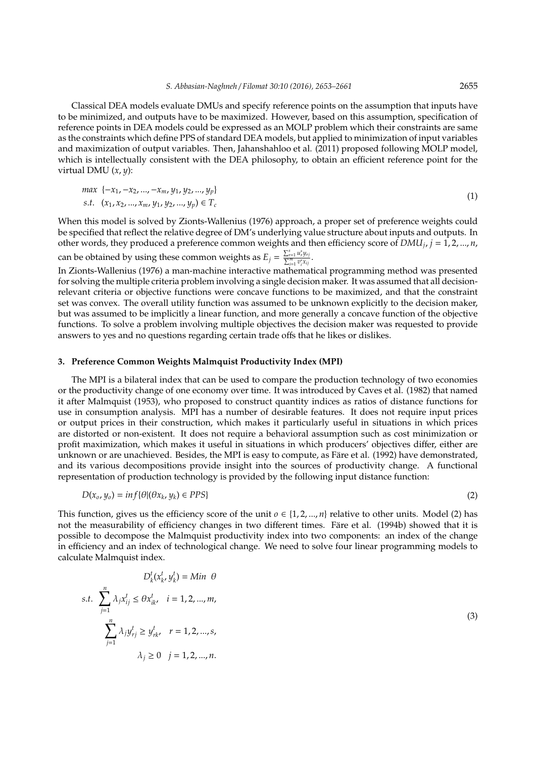Classical DEA models evaluate DMUs and specify reference points on the assumption that inputs have to be minimized, and outputs have to be maximized. However, based on this assumption, specification of reference points in DEA models could be expressed as an MOLP problem which their constraints are same as the constraints which define PPS of standard DEA models, but applied to minimization of input variables and maximization of output variables. Then, Jahanshahloo et al. (2011) proposed following MOLP model, which is intellectually consistent with the DEA philosophy, to obtain an efficient reference point for the virtual DMU $(x, y)$:

$$\begin{aligned} & max \ \{-x_1, -x_2, ..., -x_m, y_1, y_2, ..., y_p\} \\ & s.t. \ \ (x_1, x_2, ..., x_m, y_1, y_2, ..., y_p) \in T_c \end{aligned} \tag{1}$$

When this model is solved by Zionts-Wallenius (1976) approach, a proper set of preference weights could be specified that reflect the relative degree of DM's underlying value structure about inputs and outputs. In other words, they produced a preference common weights and then efficiency score of $DMU_j, j = 1, 2, ..., n$, can be obtained by using these common weights as $E_j = \frac{\sum_{r=1}^{s} u_r^* y_{rj}}{\sum_{i=1}^{m} v_i^* x_{ij}}$.

In Zionts-Wallenius (1976) a man-machine interactive mathematical programming method was presented for solving the multiple criteria problem involving a single decision maker. It was assumed that all decision-relevant criteria or objective functions were concave functions to be maximized, and that the constraint set was convex. The overall utility function was assumed to be unknown explicitly to the decision maker, but was assumed to be implicitly a linear function, and more generally a concave function of the objective functions. To solve a problem involving multiple objectives the decision maker was requested to provide answers to yes and no questions regarding certain trade offs that he likes or dislikes.

## 3. Preference Common Weights Malmquist Productivity Index (MPI)

The MPI is a bilateral index that can be used to compare the production technology of two economies or the productivity change of one economy over time. It was introduced by Caves et al. (1982) that named it after Malmquist (1953), who proposed to construct quantity indices as ratios of distance functions for use in consumption analysis. MPI has a number of desirable features. It does not require input prices or output prices in their construction, which makes it particularly useful in situations in which prices are distorted or non-existent. It does not require a behavioral assumption such as cost minimization or profit maximization, which makes it useful in situations in which producers' objectives differ, either are unknown or are unachieved. Besides, the MPI is easy to compute, as Färe et al. (1992) have demonstrated, and its various decompositions provide insight into the sources of productivity change. A functional representation of production technology is provided by the following input distance function:

$$D(x_o, y_o) = inf\{\theta | (\theta x_k, y_k) \in PPS\} \tag{2}$$

This function, gives us the efficiency score of the unit $o \in \{1, 2, ..., n\}$ relative to other units. Model (2) has not the measurability of efficiency changes in two different times. Färe et al. (1994b) showed that it is possible to decompose the Malmquist productivity index into two components: an index of the change in efficiency and an index of technological change. We need to solve four linear programming models to calculate Malmquist index.

$$\begin{aligned} D_k^t(x_k^t, y_k^t) &= Min \ \ \theta \\ s.t. \ \sum_{j=1}^{n} \lambda_j x_{ij}^t &\leq \theta x_{ik}^t, \quad i = 1, 2, ..., m, \\ \sum_{j=1}^{n} \lambda_j y_{rj}^t &\geq y_{rk}^t, \quad r = 1, 2, ..., s, \\ \lambda_j &\geq 0 \quad j = 1, 2, ..., n. \end{aligned} \tag{3}$$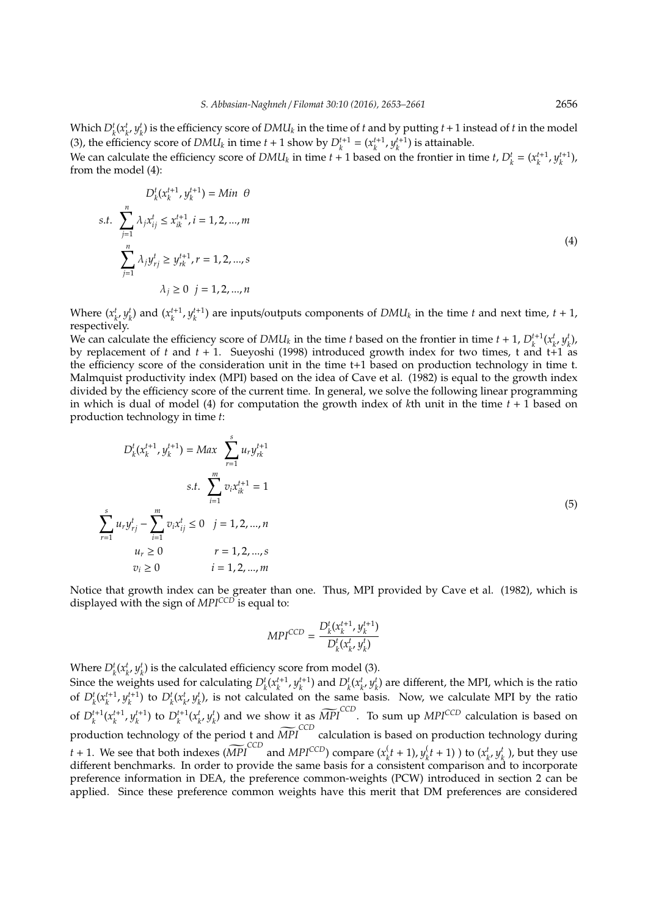Which $D_k^t(x_k^t, y_k^t)$ is the efficiency score of $DMU_k$ in the time of $t$ and by putting $t+1$ instead of $t$ in the model (3), the efficiency score of $DMU_k$ in time $t+1$ show by $D_k^{t+1} = (x_k^{t+1}, y_k^{t+1})$ is attainable.

We can calculate the efficiency score of $DMU_k$ in time $t+1$ based on the frontier in time $t$, $D_k^t = (x_k^{t+1}, y_k^{t+1})$, from the model (4):

$$
\begin{aligned}
& D_k^t(x_k^{t+1}, y_k^{t+1}) = Min \;\; \theta \\
s.t. \;\; & \sum_{j=1}^{n} \lambda_j x_{ij}^t \leq x_{ik}^{t+1}, i = 1, 2, ..., m \\
& \sum_{j=1}^{n} \lambda_j y_{rj}^t \geq y_{rk}^{t+1}, r = 1, 2, ..., s \\
& \lambda_j \geq 0 \;\; j = 1, 2, ..., n
\end{aligned}
\tag{4}
$$

Where $(x_k^t, y_k^t)$ and $(x_k^{t+1}, y_k^{t+1})$ are inputs/outputs components of $DMU_k$ in the time $t$ and next time, $t+1$, respectively.

We can calculate the efficiency score of $DMU_k$ in the time $t$ based on the frontier in time $t+1$, $D_k^{t+1}(x_k^t, y_k^t)$, by replacement of $t$ and $t+1$. Sueyoshi (1998) introduced growth index for two times, t and t+1 as the efficiency score of the consideration unit in the time t+1 based on production technology in time t. Malmquist productivity index (MPI) based on the idea of Cave et al. (1982) is equal to the growth index divided by the efficiency score of the current time. In general, we solve the following linear programming in which is dual of model (4) for computation the growth index of $k$th unit in the time $t+1$ based on production technology in time $t$:

$$
\begin{aligned}
D_k^t(x_k^{t+1}, y_k^{t+1}) = Max \;\; & \sum_{r=1}^{s} u_r y_{rk}^{t+1} \\
s.t. \;\; & \sum_{i=1}^{m} v_i x_{ik}^{t+1} = 1 \\
\sum_{r=1}^{s} u_r y_{rj}^t - \sum_{i=1}^{m} v_i x_{ij}^t \leq 0 \quad & j = 1, 2, ..., n \\
u_r \geq 0 \qquad & r = 1, 2, ..., s \\
v_i \geq 0 \qquad & i = 1, 2, ..., m
\end{aligned}
\tag{5}
$$

Notice that growth index can be greater than one. Thus, MPI provided by Cave et al. (1982), which is displayed with the sign of $MPI^{CCD}$ is equal to:

$$
MPI^{CCD} = \frac{D_k^t(x_k^{t+1}, y_k^{t+1})}{D_k^t(x_k^t, y_k^t)}
$$

Where $D_k^t(x_k^t, y_k^t)$ is the calculated efficiency score from model (3).

Since the weights used for calculating $D_k^t(x_k^{t+1}, y_k^{t+1})$ and $D_k^t(x_k^t, y_k^t)$ are different, the MPI, which is the ratio of $D_k^t(x_k^{t+1}, y_k^{t+1})$ to $D_k^t(x_k^t, y_k^t)$, is not calculated on the same basis. Now, we calculate MPI by the ratio of $D_k^{t+1}(x_k^{t+1}, y_k^{t+1})$ to $D_k^{t+1}(x_k^t, y_k^t)$ and we show it as $\widetilde{MPI}^{CCD}$. To sum up $MPI^{CCD}$ calculation is based on production technology of the period t and $\widetilde{MPI}^{CCD}$ calculation is based on production technology during $t+1$. We see that both indexes ($\widetilde{MPI}^{CCD}$ and $MPI^{CCD}$) compare $(x_k^(t+1), y_k^(t+1))$ to $(x_k^t, y_k^t)$, but they use different benchmarks. In order to provide the same basis for a consistent comparison and to incorporate preference information in DEA, the preference common-weights (PCW) introduced in section 2 can be applied. Since these preference common weights have this merit that DM preferences are considered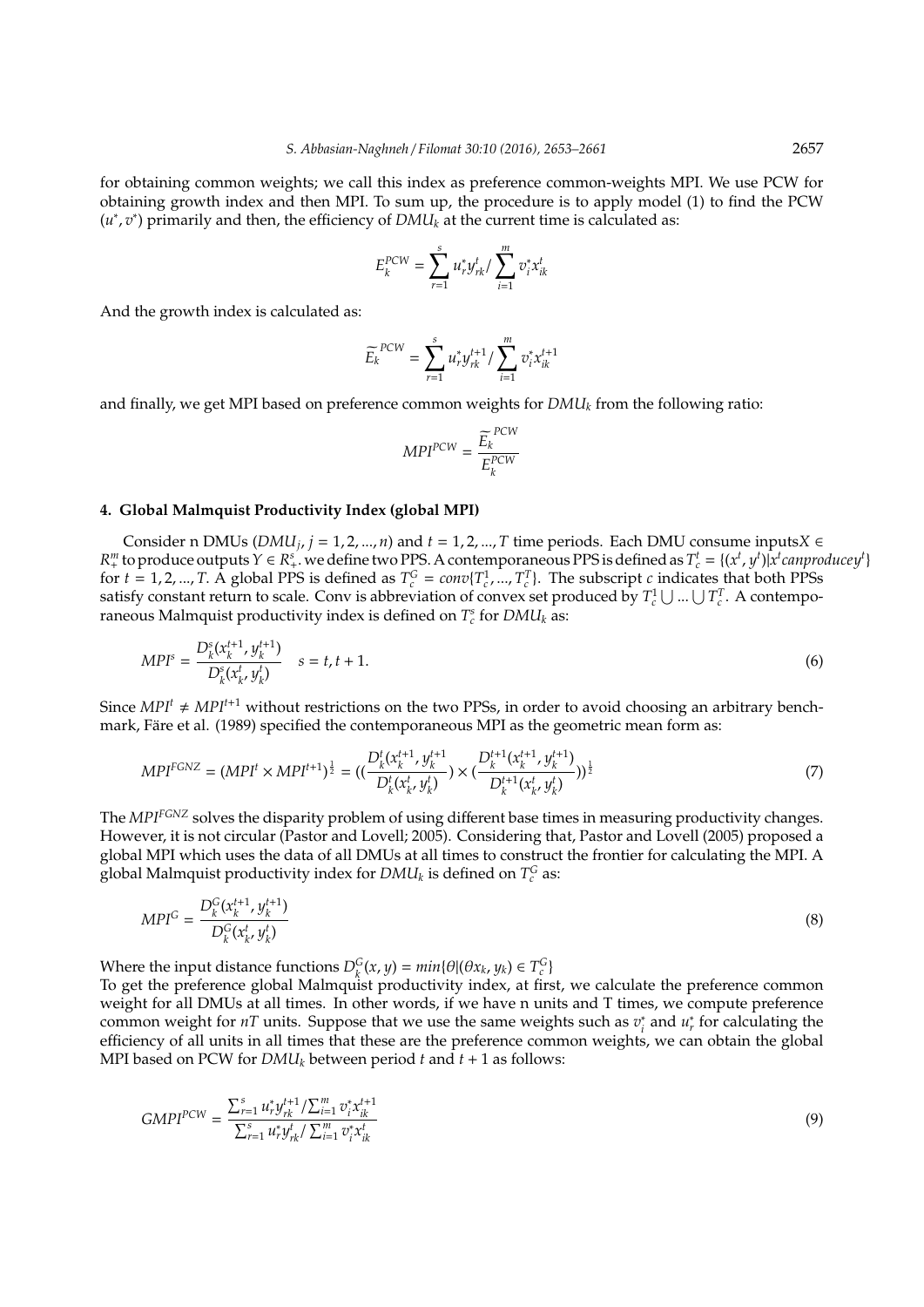for obtaining common weights; we call this index as preference common-weights MPI. We use PCW for obtaining growth index and then MPI. To sum up, the procedure is to apply model (1) to find the PCW $(u^*, v^*)$ primarily and then, the efficiency of $DMU_k$ at the current time is calculated as:

$$E_k^{PCW} = \sum_{r=1}^{s} u_r^* y_{rk}^t / \sum_{i=1}^{m} v_i^* x_{ik}^t$$

And the growth index is calculated as:

$$\widetilde{E_k}^{PCW} = \sum_{r=1}^{s} u_r^* y_{rk}^{t+1} / \sum_{i=1}^{m} v_i^* x_{ik}^{t+1}$$

and finally, we get MPI based on preference common weights for $DMU_k$ from the following ratio:

$$MPI^{PCW} = \frac{\widetilde{E_k}^{PCW}}{E_k^{PCW}}$$

#### 4. Global Malmquist Productivity Index (global MPI)

Consider n DMUs ($DMU_j$, $j = 1, 2, ..., n$) and $t = 1, 2, ..., T$ time periods. Each DMU consume inputs$X \in R_+^m$ to produce outputs $Y \in R_+^s$. we define two PPS. A contemporaneous PPS is defined as $T_c^t = \{(x^t, y^t) | x^t can produce y^t\}$ for $t = 1, 2, ..., T$. A global PPS is defined as $T_c^G = conv\{T_c^1, ..., T_c^T\}$. The subscript $c$ indicates that both PPSs satisfy constant return to scale. Conv is abbreviation of convex set produced by $T_c^1 \bigcup ... \bigcup T_c^T$. A contemporaneous Malmquist productivity index is defined on $T_c^s$ for $DMU_k$ as:

$$MPI^s = \frac{D_k^s(x_k^{t+1}, y_k^{t+1})}{D_k^s(x_k^t, y_k^t)} \quad s = t, t+1. \tag{6}$$

Since $MPI^t \neq MPI^{t+1}$ without restrictions on the two PPSs, in order to avoid choosing an arbitrary benchmark, Färe et al. (1989) specified the contemporaneous MPI as the geometric mean form as:

$$MPI^{FGNZ} = (MPI^t \times MPI^{t+1})^{\frac{1}{2}} = \left(\left(\frac{D_k^t(x_k^{t+1}, y_k^{t+1})}{D_k^t(x_k^t, y_k^t)}\right) \times \left(\frac{D_k^{t+1}(x_k^{t+1}, y_k^{t+1})}{D_k^{t+1}(x_k^t, y_k^t)}\right)\right)^{\frac{1}{2}} \tag{7}$$

The $MPI^{FGNZ}$ solves the disparity problem of using different base times in measuring productivity changes. However, it is not circular (Pastor and Lovell; 2005). Considering that, Pastor and Lovell (2005) proposed a global MPI which uses the data of all DMUs at all times to construct the frontier for calculating the MPI. A global Malmquist productivity index for $DMU_k$ is defined on $T_c^G$ as:

$$MPI^G = \frac{D_k^G(x_k^{t+1}, y_k^{t+1})}{D_k^G(x_k^t, y_k^t)} \tag{8}$$

Where the input distance functions $D_k^G(x, y) = min\{\theta | (\theta x_k, y_k) \in T_c^G\}$

To get the preference global Malmquist productivity index, at first, we calculate the preference common weight for all DMUs at all times. In other words, if we have n units and T times, we compute preference common weight for $nT$ units. Suppose that we use the same weights such as $v_i^*$ and $u_r^*$ for calculating the efficiency of all units in all times that these are the preference common weights, we can obtain the global MPI based on PCW for $DMU_k$ between period $t$ and $t+1$ as follows:

$$GMPI^{PCW} = \frac{\sum_{r=1}^{s} u_r^* y_{rk}^{t+1} / \sum_{i=1}^{m} v_i^* x_{ik}^{t+1}}{\sum_{r=1}^{s} u_r^* y_{rk}^t / \sum_{i=1}^{m} v_i^* x_{ik}^t} \tag{9}$$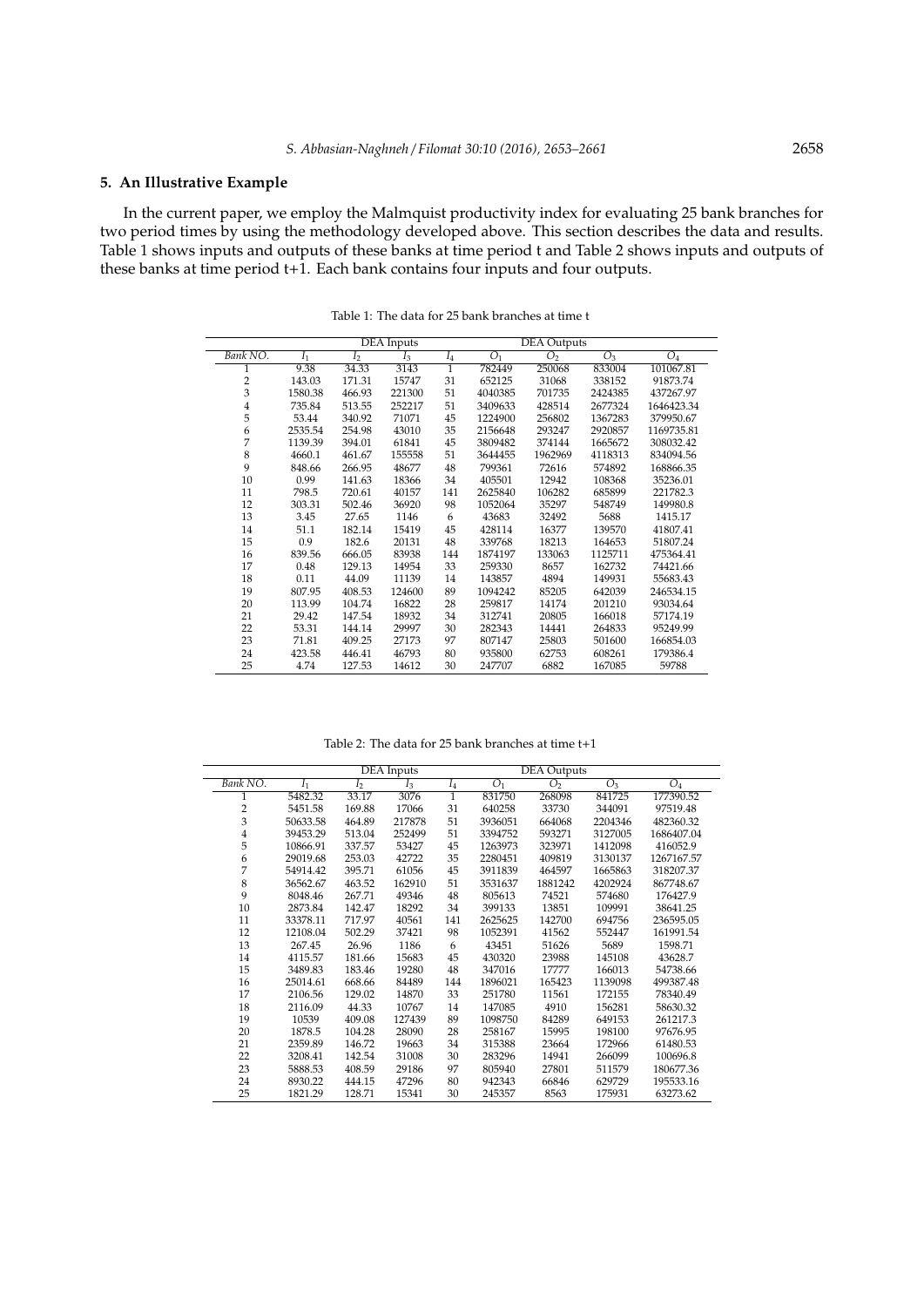## 5. An Illustrative Example

In the current paper, we employ the Malmquist productivity index for evaluating 25 bank branches for two period times by using the methodology developed above. This section describes the data and results. Table 1 shows inputs and outputs of these banks at time period t and Table 2 shows inputs and outputs of these banks at time period t+1. Each bank contains four inputs and four outputs.

Table 1: The data for 25 bank branches at time t

| | DEA Inputs | | | | DEA Outputs | | | |
|---|---|---|---|---|---|---|---|---|
| *Bank NO.* | $I_1$ | $I_2$ | $I_3$ | $I_4$ | $O_1$ | $O_2$ | $O_3$ | $O_4$ |
| 1 | 9.38 | 34.33 | 3143 | 1 | 782449 | 250068 | 833004 | 101067.81 |
| 2 | 143.03 | 171.31 | 15747 | 31 | 652125 | 31068 | 338152 | 91873.74 |
| 3 | 1580.38 | 466.93 | 221300 | 51 | 4040385 | 701735 | 2424385 | 437267.97 |
| 4 | 735.84 | 513.55 | 252217 | 51 | 3409633 | 428514 | 2677324 | 1646423.34 |
| 5 | 53.44 | 340.92 | 71071 | 45 | 1224900 | 256802 | 1367283 | 379950.67 |
| 6 | 2535.54 | 254.98 | 43010 | 35 | 2156648 | 293247 | 2920857 | 1169735.81 |
| 7 | 1139.39 | 394.01 | 61841 | 45 | 3809482 | 374144 | 1665672 | 308032.42 |
| 8 | 4660.1 | 461.67 | 155558 | 51 | 3644455 | 1962969 | 4118313 | 834094.56 |
| 9 | 848.66 | 266.95 | 48677 | 48 | 799361 | 72616 | 574892 | 168866.35 |
| 10 | 0.99 | 141.63 | 18366 | 34 | 405501 | 12942 | 108368 | 35236.01 |
| 11 | 798.5 | 720.61 | 40157 | 141 | 2625840 | 106282 | 685899 | 221782.3 |
| 12 | 303.31 | 502.46 | 36920 | 98 | 1052064 | 35297 | 548749 | 149980.8 |
| 13 | 3.45 | 27.65 | 1146 | 6 | 43683 | 32492 | 5688 | 1415.17 |
| 14 | 51.1 | 182.14 | 15419 | 45 | 428114 | 16377 | 139570 | 41807.41 |
| 15 | 0.9 | 182.6 | 20131 | 48 | 339768 | 18213 | 164653 | 51807.24 |
| 16 | 839.56 | 666.05 | 83938 | 144 | 1874197 | 133063 | 1125711 | 475364.41 |
| 17 | 0.48 | 129.13 | 14954 | 33 | 259330 | 8657 | 162732 | 74421.66 |
| 18 | 0.11 | 44.09 | 11139 | 14 | 143857 | 4894 | 149931 | 55683.43 |
| 19 | 807.95 | 408.53 | 124600 | 89 | 1094242 | 85205 | 642039 | 246534.15 |
| 20 | 113.99 | 104.74 | 16822 | 28 | 259817 | 14174 | 201210 | 93034.64 |
| 21 | 29.42 | 147.54 | 18932 | 34 | 312741 | 20805 | 166018 | 57174.19 |
| 22 | 53.31 | 144.14 | 29997 | 30 | 282343 | 14441 | 264833 | 95249.99 |
| 23 | 71.81 | 409.25 | 27173 | 97 | 807147 | 25803 | 501600 | 166854.03 |
| 24 | 423.58 | 446.41 | 46793 | 80 | 935800 | 62753 | 608261 | 179386.4 |
| 25 | 4.74 | 127.53 | 14612 | 30 | 247707 | 6882 | 167085 | 59788 |

Table 2: The data for 25 bank branches at time t+1

| | DEA Inputs | | | | DEA Outputs | | | |
|---|---|---|---|---|---|---|---|---|
| *Bank NO.* | $I_1$ | $I_2$ | $I_3$ | $I_4$ | $O_1$ | $O_2$ | $O_3$ | $O_4$ |
| 1 | 5482.32 | 33.17 | 3076 | 1 | 831750 | 268098 | 841725 | 177390.52 |
| 2 | 5451.58 | 169.88 | 17066 | 31 | 640258 | 33730 | 344091 | 97519.48 |
| 3 | 50633.58 | 464.89 | 217878 | 51 | 3936051 | 664068 | 2204346 | 482360.32 |
| 4 | 39453.29 | 513.04 | 252499 | 51 | 3394752 | 593271 | 3127005 | 1686407.04 |
| 5 | 10866.91 | 337.57 | 53427 | 45 | 1263973 | 323971 | 1412098 | 416052.9 |
| 6 | 29019.68 | 253.03 | 42722 | 35 | 2280451 | 409819 | 3130137 | 1267167.57 |
| 7 | 54914.42 | 395.71 | 61056 | 45 | 3911839 | 464597 | 1665863 | 318207.37 |
| 8 | 36562.67 | 463.52 | 162910 | 51 | 3531637 | 1881242 | 4202924 | 867748.67 |
| 9 | 8048.46 | 267.71 | 49346 | 48 | 805613 | 74521 | 574680 | 176427.9 |
| 10 | 2873.84 | 142.47 | 18292 | 34 | 399133 | 13851 | 109991 | 38641.25 |
| 11 | 33378.11 | 717.97 | 40561 | 141 | 2625625 | 142700 | 694756 | 236595.05 |
| 12 | 12108.04 | 502.29 | 37421 | 98 | 1052391 | 41562 | 552447 | 161991.54 |
| 13 | 267.45 | 26.96 | 1186 | 6 | 43451 | 51626 | 5689 | 1598.71 |
| 14 | 4115.57 | 181.66 | 15683 | 45 | 430320 | 23988 | 145108 | 43628.7 |
| 15 | 3489.83 | 183.46 | 19280 | 48 | 347016 | 17777 | 166013 | 54738.66 |
| 16 | 25014.61 | 668.66 | 84489 | 144 | 1896021 | 165423 | 1139098 | 499387.48 |
| 17 | 2106.56 | 129.02 | 14870 | 33 | 251780 | 11561 | 172155 | 78340.49 |
| 18 | 2116.09 | 44.33 | 10767 | 14 | 147085 | 4910 | 156281 | 58630.32 |
| 19 | 10539 | 409.08 | 127439 | 89 | 1098750 | 84289 | 649153 | 261217.3 |
| 20 | 1878.5 | 104.28 | 28090 | 28 | 258167 | 15995 | 198100 | 97676.95 |
| 21 | 2359.89 | 146.72 | 19663 | 34 | 315388 | 23664 | 172966 | 61480.53 |
| 22 | 3208.41 | 142.54 | 31008 | 30 | 283296 | 14941 | 266099 | 100696.8 |
| 23 | 5888.53 | 408.59 | 29186 | 97 | 805940 | 27801 | 511579 | 180677.36 |
| 24 | 8930.22 | 444.15 | 47296 | 80 | 942343 | 66846 | 629729 | 195533.16 |
| 25 | 1821.29 | 128.71 | 15341 | 30 | 245357 | 8563 | 175931 | 63273.62 |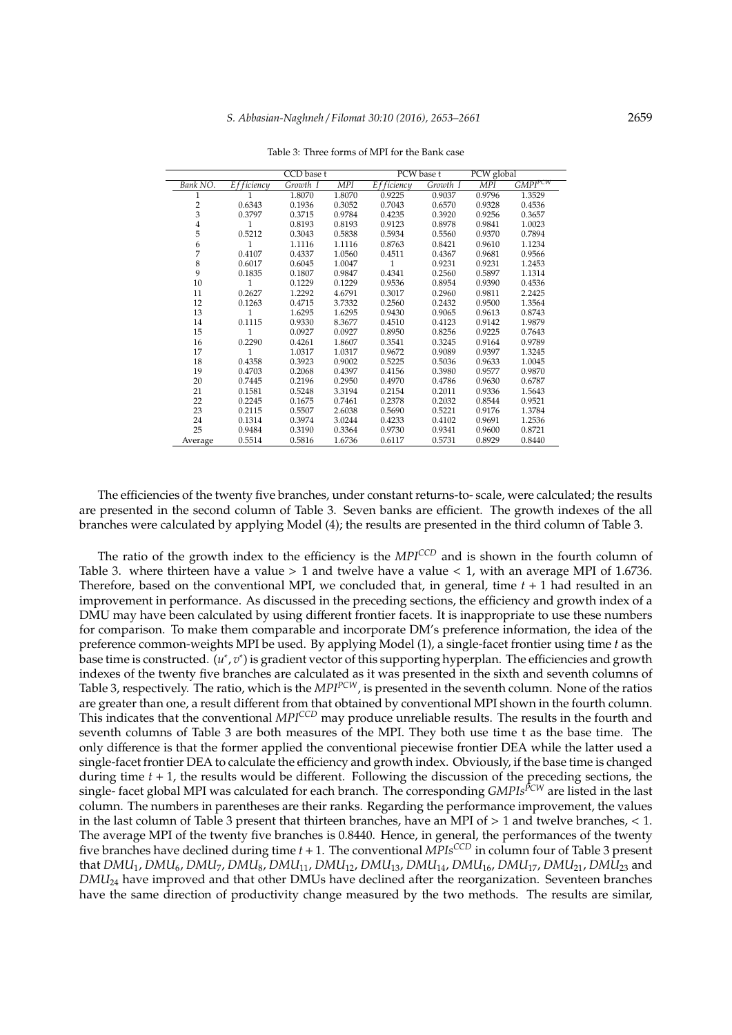Table 3: Three forms of MPI for the Bank case

| | CCD base t | | | PCW base t | | PCW global | |
|---|---|---|---|---|---|---|---|
| *Bank NO.* | *Efficiency* | *Growth I* | *MPI* | *Efficiency* | *Growth I* | *MPI* | $GMPI^{PCW}$ |
| 1 | 1 | 1.8070 | 1.8070 | 0.9225 | 0.9037 | 0.9796 | 1.3529 |
| 2 | 0.6343 | 0.1936 | 0.3052 | 0.7043 | 0.6570 | 0.9328 | 0.4536 |
| 3 | 0.3797 | 0.3715 | 0.9784 | 0.4235 | 0.3920 | 0.9256 | 0.3657 |
| 4 | 1 | 0.8193 | 0.8193 | 0.9123 | 0.8978 | 0.9841 | 1.0023 |
| 5 | 0.5212 | 0.3043 | 0.5838 | 0.5934 | 0.5560 | 0.9370 | 0.7894 |
| 6 | 1 | 1.1116 | 1.1116 | 0.8763 | 0.8421 | 0.9610 | 1.1234 |
| 7 | 0.4107 | 0.4337 | 1.0560 | 0.4511 | 0.4367 | 0.9681 | 0.9566 |
| 8 | 0.6017 | 0.6045 | 1.0047 | 1 | 0.9231 | 0.9231 | 1.2453 |
| 9 | 0.1835 | 0.1807 | 0.9847 | 0.4341 | 0.2560 | 0.5897 | 1.1314 |
| 10 | 1 | 0.1229 | 0.1229 | 0.9536 | 0.8954 | 0.9390 | 0.4536 |
| 11 | 0.2627 | 1.2292 | 4.6791 | 0.3017 | 0.2960 | 0.9811 | 2.2425 |
| 12 | 0.1263 | 0.4715 | 3.7332 | 0.2560 | 0.2432 | 0.9500 | 1.3564 |
| 13 | 1 | 1.6295 | 1.6295 | 0.9430 | 0.9065 | 0.9613 | 0.8743 |
| 14 | 0.1115 | 0.9330 | 8.3677 | 0.4510 | 0.4123 | 0.9142 | 1.9879 |
| 15 | 1 | 0.0927 | 0.0927 | 0.8950 | 0.8256 | 0.9225 | 0.7643 |
| 16 | 0.2290 | 0.4261 | 1.8607 | 0.3541 | 0.3245 | 0.9164 | 0.9789 |
| 17 | 1 | 1.0317 | 1.0317 | 0.9672 | 0.9089 | 0.9397 | 1.3245 |
| 18 | 0.4358 | 0.3923 | 0.9002 | 0.5225 | 0.5036 | 0.9633 | 1.0045 |
| 19 | 0.4703 | 0.2068 | 0.4397 | 0.4156 | 0.3980 | 0.9577 | 0.9870 |
| 20 | 0.7445 | 0.2196 | 0.2950 | 0.4970 | 0.4786 | 0.9630 | 0.6787 |
| 21 | 0.1581 | 0.5248 | 3.3194 | 0.2154 | 0.2011 | 0.9336 | 1.5643 |
| 22 | 0.2245 | 0.1675 | 0.7461 | 0.2378 | 0.2032 | 0.8544 | 0.9521 |
| 23 | 0.2115 | 0.5507 | 2.6038 | 0.5690 | 0.5221 | 0.9176 | 1.3784 |
| 24 | 0.1314 | 0.3974 | 3.0244 | 0.4233 | 0.4102 | 0.9691 | 1.2536 |
| 25 | 0.9484 | 0.3190 | 0.3364 | 0.9730 | 0.9341 | 0.9600 | 0.8721 |
| Average | 0.5514 | 0.5816 | 1.6736 | 0.6117 | 0.5731 | 0.8929 | 0.8440 |

The efficiencies of the twenty five branches, under constant returns-to- scale, were calculated; the results are presented in the second column of Table 3. Seven banks are efficient. The growth indexes of the all branches were calculated by applying Model (4); the results are presented in the third column of Table 3.

The ratio of the growth index to the efficiency is the $MPI^{CCD}$ and is shown in the fourth column of Table 3. where thirteen have a value > 1 and twelve have a value < 1, with an average MPI of 1.6736. Therefore, based on the conventional MPI, we concluded that, in general, time $t + 1$ had resulted in an improvement in performance. As discussed in the preceding sections, the efficiency and growth index of a DMU may have been calculated by using different frontier facets. It is inappropriate to use these numbers for comparison. To make them comparable and incorporate DM's preference information, the idea of the preference common-weights MPI be used. By applying Model (1), a single-facet frontier using time $t$ as the base time is constructed. $(u^*, v^*)$ is gradient vector of this supporting hyperplan. The efficiencies and growth indexes of the twenty five branches are calculated as it was presented in the sixth and seventh columns of Table 3, respectively. The ratio, which is the $MPI^{PCW}$, is presented in the seventh column. None of the ratios are greater than one, a result different from that obtained by conventional MPI shown in the fourth column. This indicates that the conventional $MPI^{CCD}$ may produce unreliable results. The results in the fourth and seventh columns of Table 3 are both measures of the MPI. They both use time t as the base time. The only difference is that the former applied the conventional piecewise frontier DEA while the latter used a single-facet frontier DEA to calculate the efficiency and growth index. Obviously, if the base time is changed during time $t + 1$, the results would be different. Following the discussion of the preceding sections, the single- facet global MPI was calculated for each branch. The corresponding $GMPIs^{PCW}$ are listed in the last column. The numbers in parentheses are their ranks. Regarding the performance improvement, the values in the last column of Table 3 present that thirteen branches, have an MPI of > 1 and twelve branches, < 1. The average MPI of the twenty five branches is 0.8440. Hence, in general, the performances of the twenty five branches have declined during time $t + 1$. The conventional $MPIs^{CCD}$ in column four of Table 3 present that $DMU_1$, $DMU_6$, $DMU_7$, $DMU_8$, $DMU_{11}$, $DMU_{12}$, $DMU_{13}$, $DMU_{14}$, $DMU_{16}$, $DMU_{17}$, $DMU_{21}$, $DMU_{23}$ and $DMU_{24}$ have improved and that other DMUs have declined after the reorganization. Seventeen branches have the same direction of productivity change measured by the two methods. The results are similar,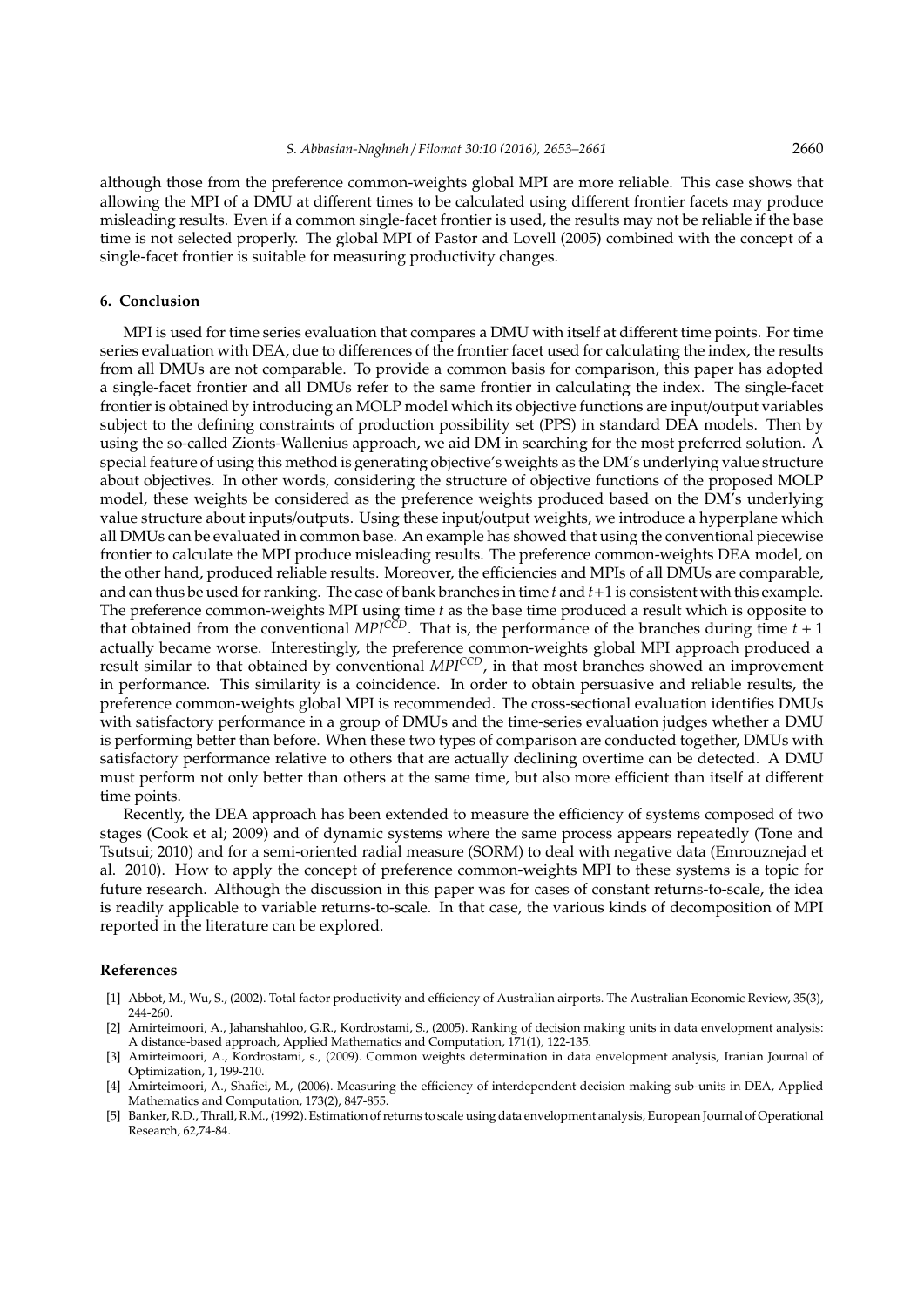although those from the preference common-weights global MPI are more reliable. This case shows that allowing the MPI of a DMU at different times to be calculated using different frontier facets may produce misleading results. Even if a common single-facet frontier is used, the results may not be reliable if the base time is not selected properly. The global MPI of Pastor and Lovell (2005) combined with the concept of a single-facet frontier is suitable for measuring productivity changes.

## 6. Conclusion

MPI is used for time series evaluation that compares a DMU with itself at different time points. For time series evaluation with DEA, due to differences of the frontier facet used for calculating the index, the results from all DMUs are not comparable. To provide a common basis for comparison, this paper has adopted a single-facet frontier and all DMUs refer to the same frontier in calculating the index. The single-facet frontier is obtained by introducing an MOLP model which its objective functions are input/output variables subject to the defining constraints of production possibility set (PPS) in standard DEA models. Then by using the so-called Zionts-Wallenius approach, we aid DM in searching for the most preferred solution. A special feature of using this method is generating objective's weights as the DM's underlying value structure about objectives. In other words, considering the structure of objective functions of the proposed MOLP model, these weights be considered as the preference weights produced based on the DM's underlying value structure about inputs/outputs. Using these input/output weights, we introduce a hyperplane which all DMUs can be evaluated in common base. An example has showed that using the conventional piecewise frontier to calculate the MPI produce misleading results. The preference common-weights DEA model, on the other hand, produced reliable results. Moreover, the efficiencies and MPIs of all DMUs are comparable, and can thus be used for ranking. The case of bank branches in time $t$ and $t+1$ is consistent with this example. The preference common-weights MPI using time $t$ as the base time produced a result which is opposite to that obtained from the conventional $MPI^{CCD}$. That is, the performance of the branches during time $t+1$ actually became worse. Interestingly, the preference common-weights global MPI approach produced a result similar to that obtained by conventional $MPI^{CCD}$, in that most branches showed an improvement in performance. This similarity is a coincidence. In order to obtain persuasive and reliable results, the preference common-weights global MPI is recommended. The cross-sectional evaluation identifies DMUs with satisfactory performance in a group of DMUs and the time-series evaluation judges whether a DMU is performing better than before. When these two types of comparison are conducted together, DMUs with satisfactory performance relative to others that are actually declining overtime can be detected. A DMU must perform not only better than others at the same time, but also more efficient than itself at different time points.

Recently, the DEA approach has been extended to measure the efficiency of systems composed of two stages (Cook et al; 2009) and of dynamic systems where the same process appears repeatedly (Tone and Tsutsui; 2010) and for a semi-oriented radial measure (SORM) to deal with negative data (Emrouznejad et al. 2010). How to apply the concept of preference common-weights MPI to these systems is a topic for future research. Although the discussion in this paper was for cases of constant returns-to-scale, the idea is readily applicable to variable returns-to-scale. In that case, the various kinds of decomposition of MPI reported in the literature can be explored.

## References

[1] Abbot, M., Wu, S., (2002). Total factor productivity and efficiency of Australian airports. The Australian Economic Review, 35(3), 244-260.

[2] Amirteimoori, A., Jahanshahloo, G.R., Kordrostami, S., (2005). Ranking of decision making units in data envelopment analysis: A distance-based approach, Applied Mathematics and Computation, 171(1), 122-135.

[3] Amirteimoori, A., Kordrostami, s., (2009). Common weights determination in data envelopment analysis, Iranian Journal of Optimization, 1, 199-210.

[4] Amirteimoori, A., Shafiei, M., (2006). Measuring the efficiency of interdependent decision making sub-units in DEA, Applied Mathematics and Computation, 173(2), 847-855.

[5] Banker, R.D., Thrall, R.M., (1992). Estimation of returns to scale using data envelopment analysis, European Journal of Operational Research, 62,74-84.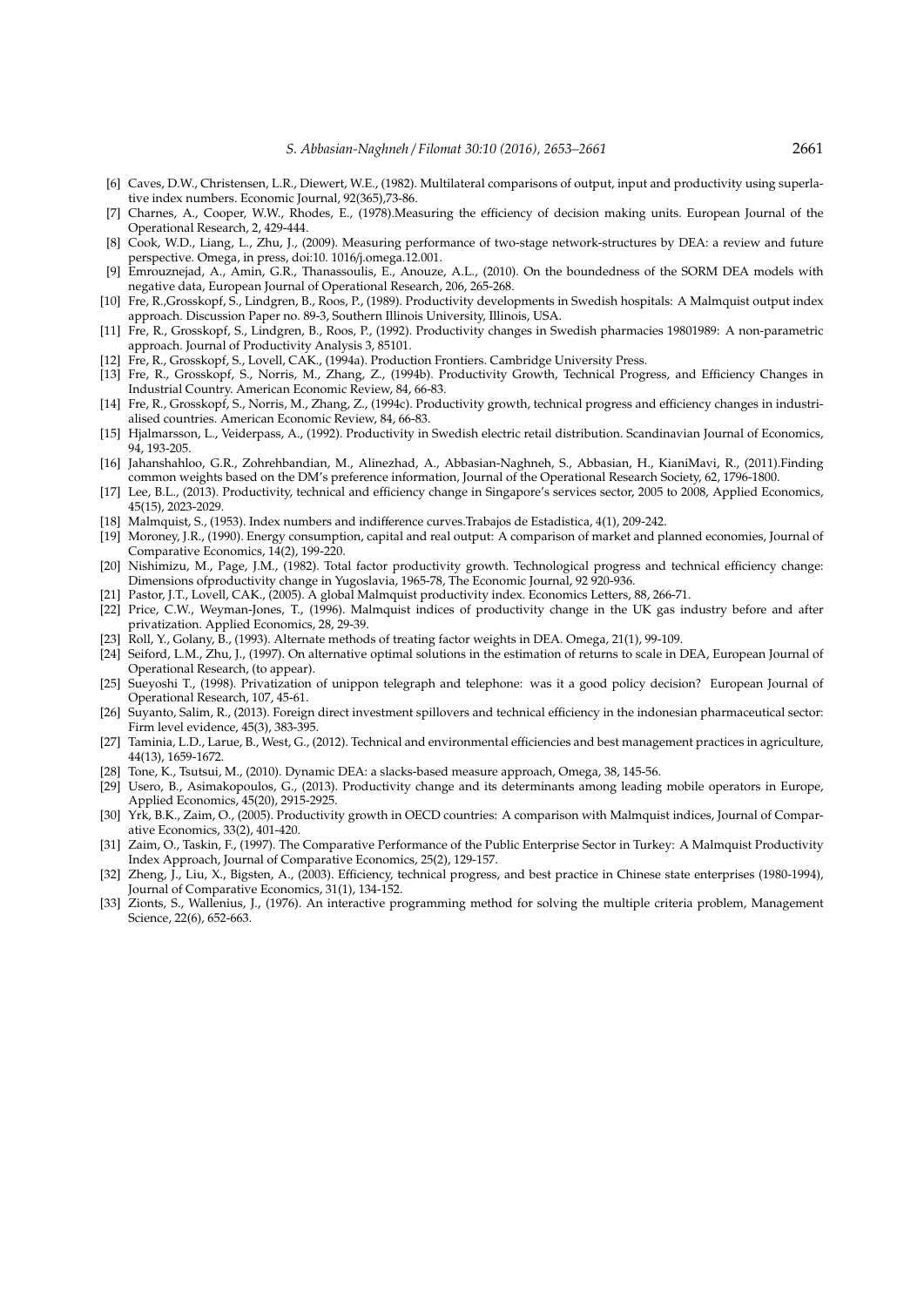[6] Caves, D.W., Christensen, L.R., Diewert, W.E., (1982). Multilateral comparisons of output, input and productivity using superlative index numbers. Economic Journal, 92(365),73-86.

[7] Charnes, A., Cooper, W.W., Rhodes, E., (1978).Measuring the efficiency of decision making units. European Journal of the Operational Research, 2, 429-444.

[8] Cook, W.D., Liang, L., Zhu, J., (2009). Measuring performance of two-stage network-structures by DEA: a review and future perspective. Omega, in press, doi:10. 1016/j.omega.12.001.

[9] Emrouznejad, A., Amin, G.R., Thanassoulis, E., Anouze, A.L., (2010). On the boundedness of the SORM DEA models with negative data, European Journal of Operational Research, 206, 265-268.

[10] Fre, R.,Grosskopf, S., Lindgren, B., Roos, P., (1989). Productivity developments in Swedish hospitals: A Malmquist output index approach. Discussion Paper no. 89-3, Southern Illinois University, Illinois, USA.

[11] Fre, R., Grosskopf, S., Lindgren, B., Roos, P., (1992). Productivity changes in Swedish pharmacies 19801989: A non-parametric approach. Journal of Productivity Analysis 3, 85101.

[12] Fre, R., Grosskopf, S., Lovell, CAK., (1994a). Production Frontiers. Cambridge University Press.

[13] Fre, R., Grosskopf, S., Norris, M., Zhang, Z., (1994b). Productivity Growth, Technical Progress, and Efficiency Changes in Industrial Country. American Economic Review, 84, 66-83.

[14] Fre, R., Grosskopf, S., Norris, M., Zhang, Z., (1994c). Productivity growth, technical progress and efficiency changes in industrialised countries. American Economic Review, 84, 66-83.

[15] Hjalmarsson, L., Veiderpass, A., (1992). Productivity in Swedish electric retail distribution. Scandinavian Journal of Economics, 94, 193-205.

[16] Jahanshahloo, G.R., Zohrehbandian, M., Alinezhad, A., Abbasian-Naghneh, S., Abbasian, H., KianiMavi, R., (2011).Finding common weights based on the DM's preference information, Journal of the Operational Research Society, 62, 1796-1800.

[17] Lee, B.L., (2013). Productivity, technical and efficiency change in Singapore's services sector, 2005 to 2008, Applied Economics, 45(15), 2023-2029.

[18] Malmquist, S., (1953). Index numbers and indifference curves.Trabajos de Estadistica, 4(1), 209-242.

[19] Moroney, J.R., (1990). Energy consumption, capital and real output: A comparison of market and planned economies, Journal of Comparative Economics, 14(2), 199-220.

[20] Nishimizu, M., Page, J.M., (1982). Total factor productivity growth. Technological progress and technical efficiency change: Dimensions ofproductivity change in Yugoslavia, 1965-78, The Economic Journal, 92 920-936.

[21] Pastor, J.T., Lovell, CAK., (2005). A global Malmquist productivity index. Economics Letters, 88, 266-71.

[22] Price, C.W., Weyman-Jones, T., (1996). Malmquist indices of productivity change in the UK gas industry before and after privatization. Applied Economics, 28, 29-39.

[23] Roll, Y., Golany, B., (1993). Alternate methods of treating factor weights in DEA. Omega, 21(1), 99-109.

[24] Seiford, L.M., Zhu, J., (1997). On alternative optimal solutions in the estimation of returns to scale in DEA, European Journal of Operational Research, (to appear).

[25] Sueyoshi T., (1998). Privatization of unippon telegraph and telephone: was it a good policy decision? European Journal of Operational Research, 107, 45-61.

[26] Suyanto, Salim, R., (2013). Foreign direct investment spillovers and technical efficiency in the indonesian pharmaceutical sector: Firm level evidence, 45(3), 383-395.

[27] Taminia, L.D., Larue, B., West, G., (2012). Technical and environmental efficiencies and best management practices in agriculture, 44(13), 1659-1672.

[28] Tone, K., Tsutsui, M., (2010). Dynamic DEA: a slacks-based measure approach, Omega, 38, 145-56.

[29] Usero, B., Asimakopoulos, G., (2013). Productivity change and its determinants among leading mobile operators in Europe, Applied Economics, 45(20), 2915-2925.

[30] Yrk, B.K., Zaim, O., (2005). Productivity growth in OECD countries: A comparison with Malmquist indices, Journal of Comparative Economics, 33(2), 401-420.

[31] Zaim, O., Taskin, F., (1997). The Comparative Performance of the Public Enterprise Sector in Turkey: A Malmquist Productivity Index Approach, Journal of Comparative Economics, 25(2), 129-157.

[32] Zheng, J., Liu, X., Bigsten, A., (2003). Efficiency, technical progress, and best practice in Chinese state enterprises (1980-1994), Journal of Comparative Economics, 31(1), 134-152.

[33] Zionts, S., Wallenius, J., (1976). An interactive programming method for solving the multiple criteria problem, Management Science, 22(6), 652-663.